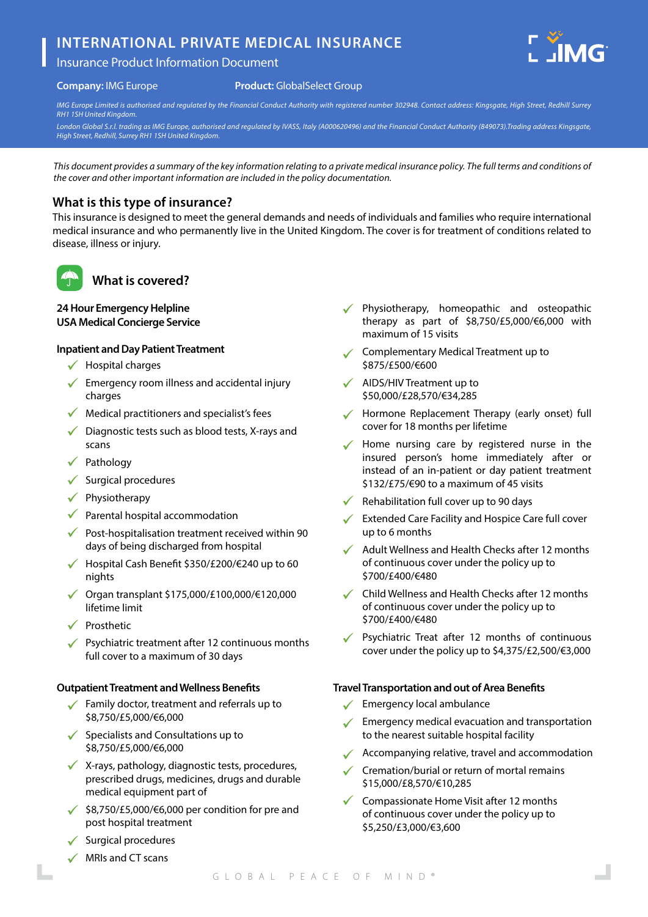# INTERNATIONAL PRIVATE MEDICAL INSURANCE

Insurance Product Information Document

**Company:** IMG Europe **Product:** GlobalSelect Group

*IMG Europe Limited is authorised and regulated by the Financial Conduct Authority with registered number 302948. Contact address: Kingsgate, High Street, Redhill Surrey RH1 1SH United Kingdom.*

*London Global S.r.l. trading as IMG Europe, authorised and regulated by IVASS, Italy (A000620496) and the Financial Conduct Authority (849073).Trading address Kingsgate, High Street, Redhill, Surrey RH1 1SH United Kingdom.*

*This document provides a summary of the key information relating to a private medical insurance policy. The full terms and conditions of the cover and other important information are included in the policy documentation.*

## What is this type of insurance?

This insurance is designed to meet the general demands and needs of individuals and families who require international medical insurance and who permanently live in the United Kingdom. The cover is for treatment of conditions related to disease, illness or injury.

## What is covered?

**24 Hour Emergency Helpline**
**USA Medical Concierge Service**

**Inpatient and Day Patient Treatment**

- ✓ Hospital charges
- ✓ Emergency room illness and accidental injury charges
- ✓ Medical practitioners and specialist's fees
- ✓ Diagnostic tests such as blood tests, X-rays and scans
- ✓ Pathology
- ✓ Surgical procedures
- ✓ Physiotherapy
- ✓ Parental hospital accommodation
- ✓ Post-hospitalisation treatment received within 90 days of being discharged from hospital
- ✓ Hospital Cash Benefit $350/£200/€240 up to 60 nights
- ✓ Organ transplant $175,000/£100,000/€120,000 lifetime limit
- ✓ Prosthetic
- ✓ Psychiatric treatment after 12 continuous months full cover to a maximum of 30 days

**Outpatient Treatment and Wellness Benefits**

- ✓ Family doctor, treatment and referrals up to $8,750/£5,000/€6,000
- ✓ Specialists and Consultations up to $8,750/£5,000/€6,000
- ✓ X-rays, pathology, diagnostic tests, procedures, prescribed drugs, medicines, drugs and durable medical equipment part of
- ✓ $8,750/£5,000/€6,000 per condition for pre and post hospital treatment
- ✓ Surgical procedures
- ✓ MRIs and CT scans
- ✓ Physiotherapy, homeopathic and osteopathic therapy as part of $8,750/£5,000/€6,000 with maximum of 15 visits
- ✓ Complementary Medical Treatment up to $875/£500/€600
- ✓ AIDS/HIV Treatment up to $50,000/£28,570/€34,285
- ✓ Hormone Replacement Therapy (early onset) full cover for 18 months per lifetime
- ✓ Home nursing care by registered nurse in the insured person's home immediately after or instead of an in-patient or day patient treatment $132/£75/€90 to a maximum of 45 visits
- ✓ Rehabilitation full cover up to 90 days
- ✓ Extended Care Facility and Hospice Care full cover up to 6 months
- ✓ Adult Wellness and Health Checks after 12 months of continuous cover under the policy up to $700/£400/€480
- ✓ Child Wellness and Health Checks after 12 months of continuous cover under the policy up to $700/£400/€480
- ✓ Psychiatric Treat after 12 months of continuous cover under the policy up to $4,375/£2,500/€3,000

**Travel Transportation and out of Area Benefits**

- ✓ Emergency local ambulance
- ✓ Emergency medical evacuation and transportation to the nearest suitable hospital facility
- ✓ Accompanying relative, travel and accommodation
- ✓ Cremation/burial or return of mortal remains $15,000/£8,570/€10,285
- ✓ Compassionate Home Visit after 12 months of continuous cover under the policy up to $5,250/£3,000/€3,600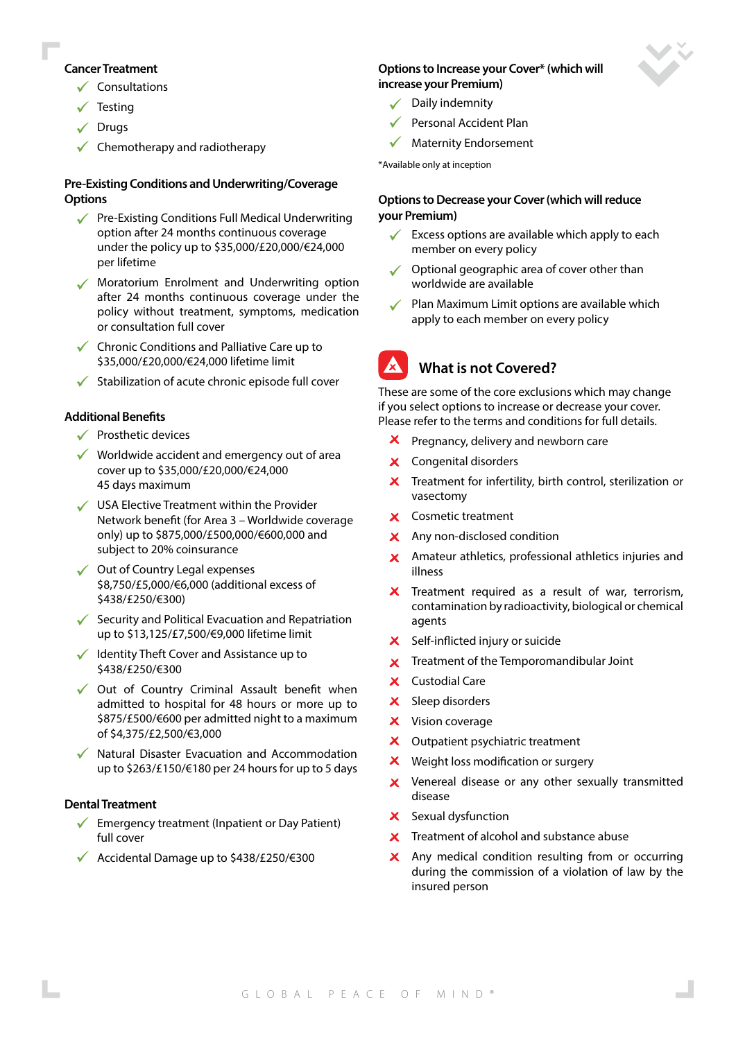### Cancer Treatment

- ✓ Consultations
- ✓ Testing
- ✓ Drugs
- ✓ Chemotherapy and radiotherapy

### Pre-Existing Conditions and Underwriting/Coverage Options

- ✓ Pre-Existing Conditions Full Medical Underwriting option after 24 months continuous coverage under the policy up to $35,000/£20,000/€24,000 per lifetime
- ✓ Moratorium Enrolment and Underwriting option after 24 months continuous coverage under the policy without treatment, symptoms, medication or consultation full cover
- ✓ Chronic Conditions and Palliative Care up to $35,000/£20,000/€24,000 lifetime limit
- ✓ Stabilization of acute chronic episode full cover

### Additional Benefits

- ✓ Prosthetic devices
- ✓ Worldwide accident and emergency out of area cover up to $35,000/£20,000/€24,000 45 days maximum
- ✓ USA Elective Treatment within the Provider Network benefit (for Area 3 – Worldwide coverage only) up to $875,000/£500,000/€600,000 and subject to 20% coinsurance
- ✓ Out of Country Legal expenses $8,750/£5,000/€6,000 (additional excess of $438/£250/€300)
- ✓ Security and Political Evacuation and Repatriation up to $13,125/£7,500/€9,000 lifetime limit
- ✓ Identity Theft Cover and Assistance up to $438/£250/€300
- ✓ Out of Country Criminal Assault benefit when admitted to hospital for 48 hours or more up to $875/£500/€600 per admitted night to a maximum of $4,375/£2,500/€3,000
- ✓ Natural Disaster Evacuation and Accommodation up to $263/£150/€180 per 24 hours for up to 5 days

### Dental Treatment

- ✓ Emergency treatment (Inpatient or Day Patient) full cover
- ✓ Accidental Damage up to $438/£250/€300

### Options to Increase your Cover* (which will increase your Premium)

- ✓ Daily indemnity
- ✓ Personal Accident Plan
- ✓ Maternity Endorsement

*Available only at inception

### Options to Decrease your Cover (which will reduce your Premium)

- ✓ Excess options are available which apply to each member on every policy
- ✓ Optional geographic area of cover other than worldwide are available
- ✓ Plan Maximum Limit options are available which apply to each member on every policy

## What is not Covered?

These are some of the core exclusions which may change if you select options to increase or decrease your cover. Please refer to the terms and conditions for full details.

- ✗ Pregnancy, delivery and newborn care
- ✗ Congenital disorders
- ✗ Treatment for infertility, birth control, sterilization or vasectomy
- ✗ Cosmetic treatment
- ✗ Any non-disclosed condition
- ✗ Amateur athletics, professional athletics injuries and illness
- ✗ Treatment required as a result of war, terrorism, contamination by radioactivity, biological or chemical agents
- ✗ Self-inflicted injury or suicide
- ✗ Treatment of the Temporomandibular Joint
- ✗ Custodial Care
- ✗ Sleep disorders
- ✗ Vision coverage
- ✗ Outpatient psychiatric treatment
- ✗ Weight loss modification or surgery
- ✗ Venereal disease or any other sexually transmitted disease
- ✗ Sexual dysfunction
- ✗ Treatment of alcohol and substance abuse
- ✗ Any medical condition resulting from or occurring during the commission of a violation of law by the insured person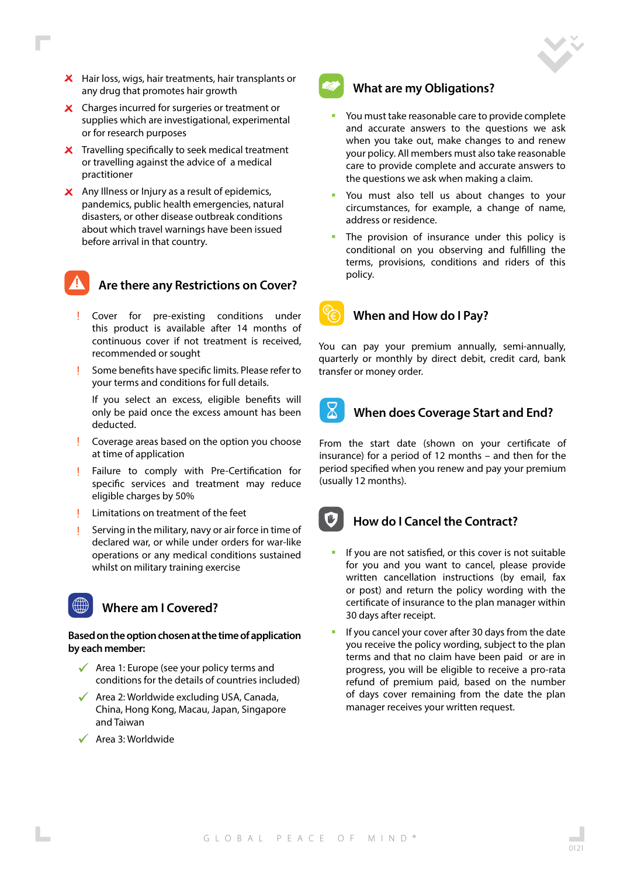- ✗ Hair loss, wigs, hair treatments, hair transplants or any drug that promotes hair growth
- ✗ Charges incurred for surgeries or treatment or supplies which are investigational, experimental or for research purposes
- ✗ Travelling specifically to seek medical treatment or travelling against the advice of a medical practitioner
- ✗ Any Illness or Injury as a result of epidemics, pandemics, public health emergencies, natural disasters, or other disease outbreak conditions about which travel warnings have been issued before arrival in that country.

## Are there any Restrictions on Cover?

- ! Cover for pre-existing conditions under this product is available after 14 months of continuous cover if not treatment is received, recommended or sought
- ! Some benefits have specific limits. Please refer to your terms and conditions for full details.

  If you select an excess, eligible benefits will only be paid once the excess amount has been deducted.
- ! Coverage areas based on the option you choose at time of application
- ! Failure to comply with Pre-Certification for specific services and treatment may reduce eligible charges by 50%
- ! Limitations on treatment of the feet
- ! Serving in the military, navy or air force in time of declared war, or while under orders for war-like operations or any medical conditions sustained whilst on military training exercise

## Where am I Covered?

**Based on the option chosen at the time of application by each member:**

- ✓ Area 1: Europe (see your policy terms and conditions for the details of countries included)
- ✓ Area 2: Worldwide excluding USA, Canada, China, Hong Kong, Macau, Japan, Singapore and Taiwan
- ✓ Area 3: Worldwide

## What are my Obligations?

- You must take reasonable care to provide complete and accurate answers to the questions we ask when you take out, make changes to and renew your policy. All members must also take reasonable care to provide complete and accurate answers to the questions we ask when making a claim.
- You must also tell us about changes to your circumstances, for example, a change of name, address or residence.
- The provision of insurance under this policy is conditional on you observing and fulfilling the terms, provisions, conditions and riders of this policy.

## When and How do I Pay?

You can pay your premium annually, semi-annually, quarterly or monthly by direct debit, credit card, bank transfer or money order.

## When does Coverage Start and End?

From the start date (shown on your certificate of insurance) for a period of 12 months – and then for the period specified when you renew and pay your premium (usually 12 months).

## How do I Cancel the Contract?

- If you are not satisfied, or this cover is not suitable for you and you want to cancel, please provide written cancellation instructions (by email, fax or post) and return the policy wording with the certificate of insurance to the plan manager within 30 days after receipt.
- If you cancel your cover after 30 days from the date you receive the policy wording, subject to the plan terms and that no claim have been paid or are in progress, you will be eligible to receive a pro-rata refund of premium paid, based on the number of days cover remaining from the date the plan manager receives your written request.